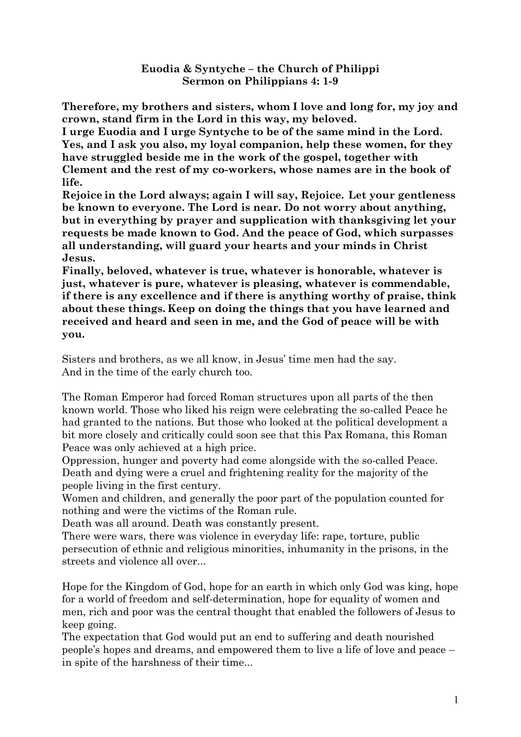# Euodia & Syntyche – the Church of Philippi
## Sermon on Philippians 4: 1-9

**Therefore, my brothers and sisters, whom I love and long for, my joy and crown, stand firm in the Lord in this way, my beloved.**
**I urge Euodia and I urge Syntyche to be of the same mind in the Lord. Yes, and I ask you also, my loyal companion, help these women, for they have struggled beside me in the work of the gospel, together with Clement and the rest of my co-workers, whose names are in the book of life.**
**Rejoice in the Lord always; again I will say, Rejoice. Let your gentleness be known to everyone. The Lord is near. Do not worry about anything, but in everything by prayer and supplication with thanksgiving let your requests be made known to God. And the peace of God, which surpasses all understanding, will guard your hearts and your minds in Christ Jesus.**
**Finally, beloved, whatever is true, whatever is honorable, whatever is just, whatever is pure, whatever is pleasing, whatever is commendable, if there is any excellence and if there is anything worthy of praise, think about these things. Keep on doing the things that you have learned and received and heard and seen in me, and the God of peace will be with you.**

Sisters and brothers, as we all know, in Jesus' time men had the say.
And in the time of the early church too.

The Roman Emperor had forced Roman structures upon all parts of the then known world. Those who liked his reign were celebrating the so-called Peace he had granted to the nations. But those who looked at the political development a bit more closely and critically could soon see that this Pax Romana, this Roman Peace was only achieved at a high price.
Oppression, hunger and poverty had come alongside with the so-called Peace.
Death and dying were a cruel and frightening reality for the majority of the people living in the first century.
Women and children, and generally the poor part of the population counted for nothing and were the victims of the Roman rule.
Death was all around. Death was constantly present.
There were wars, there was violence in everyday life: rape, torture, public persecution of ethnic and religious minorities, inhumanity in the prisons, in the streets and violence all over...

Hope for the Kingdom of God, hope for an earth in which only God was king, hope for a world of freedom and self-determination, hope for equality of women and men, rich and poor was the central thought that enabled the followers of Jesus to keep going.
The expectation that God would put an end to suffering and death nourished people's hopes and dreams, and empowered them to live a life of love and peace – in spite of the harshness of their time...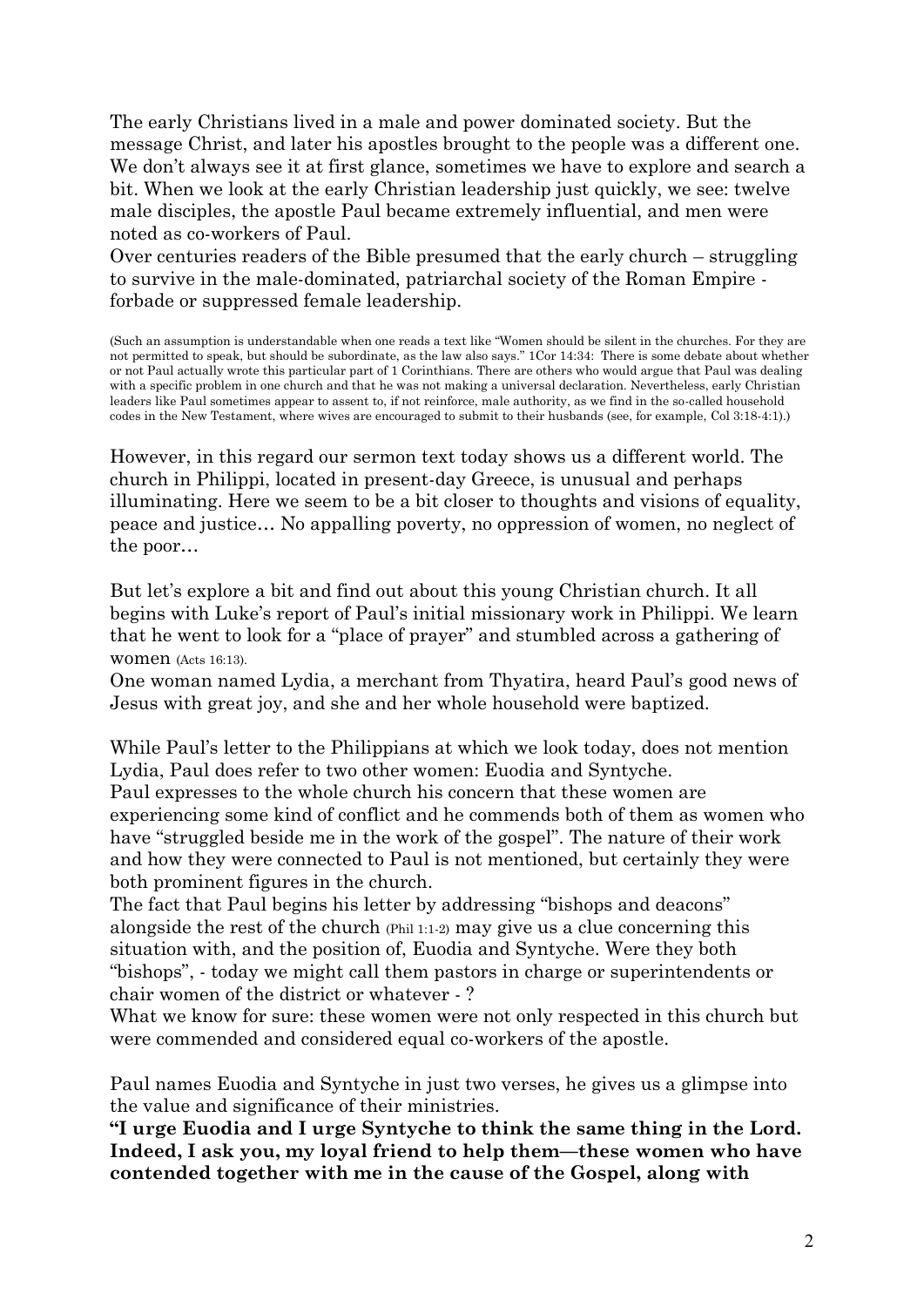The early Christians lived in a male and power dominated society. But the message Christ, and later his apostles brought to the people was a different one. We don't always see it at first glance, sometimes we have to explore and search a bit. When we look at the early Christian leadership just quickly, we see: twelve male disciples, the apostle Paul became extremely influential, and men were noted as co-workers of Paul.

Over centuries readers of the Bible presumed that the early church – struggling to survive in the male-dominated, patriarchal society of the Roman Empire - forbade or suppressed female leadership.

(Such an assumption is understandable when one reads a text like "Women should be silent in the churches. For they are not permitted to speak, but should be subordinate, as the law also says." 1Cor 14:34: There is some debate about whether or not Paul actually wrote this particular part of 1 Corinthians. There are others who would argue that Paul was dealing with a specific problem in one church and that he was not making a universal declaration. Nevertheless, early Christian leaders like Paul sometimes appear to assent to, if not reinforce, male authority, as we find in the so-called household codes in the New Testament, where wives are encouraged to submit to their husbands (see, for example, Col 3:18-4:1).)

However, in this regard our sermon text today shows us a different world. The church in Philippi, located in present-day Greece, is unusual and perhaps illuminating. Here we seem to be a bit closer to thoughts and visions of equality, peace and justice… No appalling poverty, no oppression of women, no neglect of the poor…

But let's explore a bit and find out about this young Christian church. It all begins with Luke's report of Paul's initial missionary work in Philippi. We learn that he went to look for a "place of prayer" and stumbled across a gathering of women (Acts 16:13).

One woman named Lydia, a merchant from Thyatira, heard Paul's good news of Jesus with great joy, and she and her whole household were baptized.

While Paul's letter to the Philippians at which we look today, does not mention Lydia, Paul does refer to two other women: Euodia and Syntyche.

Paul expresses to the whole church his concern that these women are experiencing some kind of conflict and he commends both of them as women who have "struggled beside me in the work of the gospel". The nature of their work and how they were connected to Paul is not mentioned, but certainly they were both prominent figures in the church.

The fact that Paul begins his letter by addressing "bishops and deacons" alongside the rest of the church (Phil 1:1-2) may give us a clue concerning this situation with, and the position of, Euodia and Syntyche. Were they both "bishops", - today we might call them pastors in charge or superintendents or chair women of the district or whatever - ?

What we know for sure: these women were not only respected in this church but were commended and considered equal co-workers of the apostle.

Paul names Euodia and Syntyche in just two verses, he gives us a glimpse into the value and significance of their ministries.

**"I urge Euodia and I urge Syntyche to think the same thing in the Lord. Indeed, I ask you, my loyal friend to help them—these women who have contended together with me in the cause of the Gospel, along with**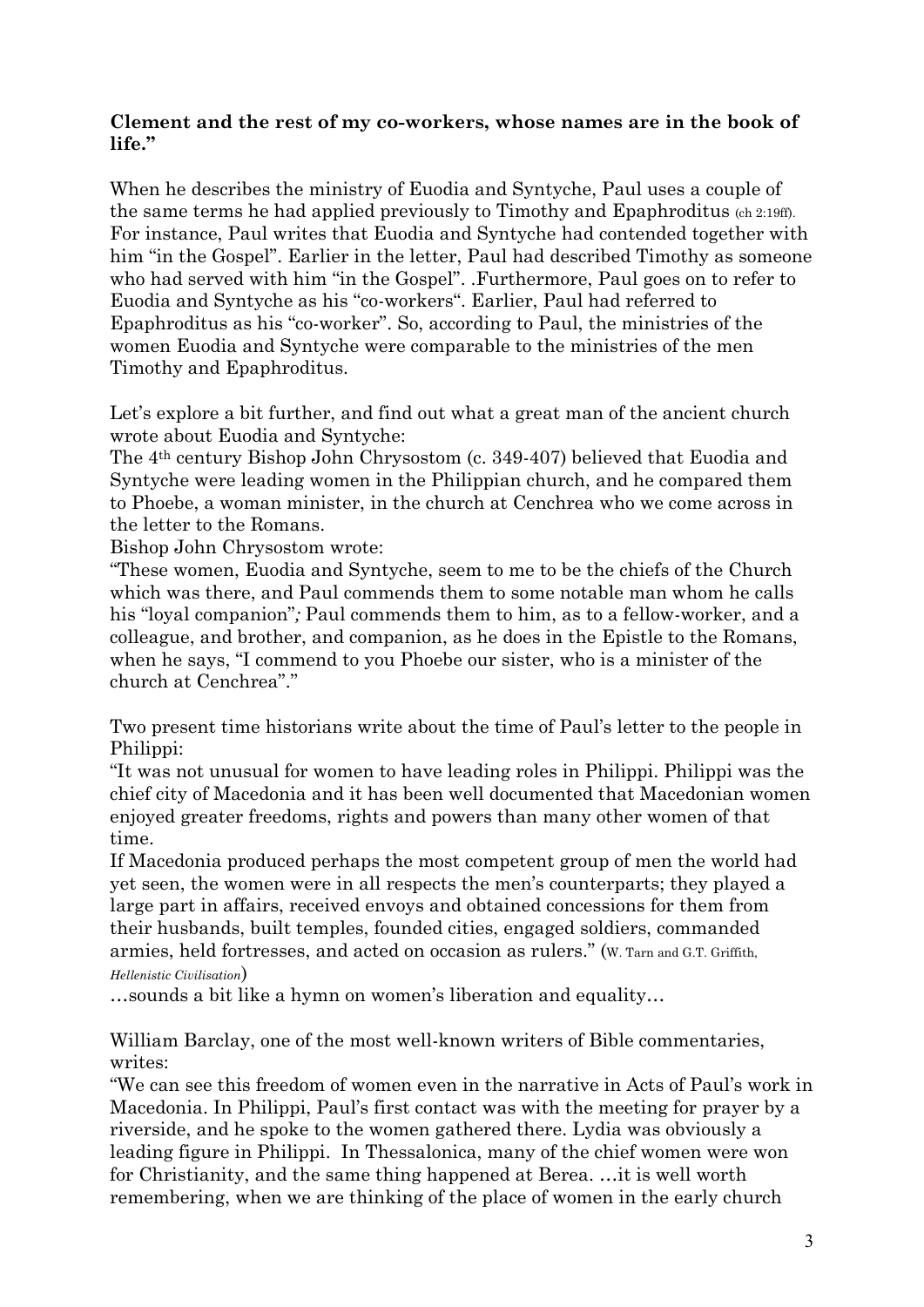**Clement and the rest of my co-workers, whose names are in the book of life."**

When he describes the ministry of Euodia and Syntyche, Paul uses a couple of the same terms he had applied previously to Timothy and Epaphroditus (ch 2:19ff). For instance, Paul writes that Euodia and Syntyche had contended together with him "in the Gospel". Earlier in the letter, Paul had described Timothy as someone who had served with him "in the Gospel". .Furthermore, Paul goes on to refer to Euodia and Syntyche as his "co-workers". Earlier, Paul had referred to Epaphroditus as his "co-worker". So, according to Paul, the ministries of the women Euodia and Syntyche were comparable to the ministries of the men Timothy and Epaphroditus.

Let's explore a bit further, and find out what a great man of the ancient church wrote about Euodia and Syntyche:

The 4th century Bishop John Chrysostom (c. 349-407) believed that Euodia and Syntyche were leading women in the Philippian church, and he compared them to Phoebe, a woman minister, in the church at Cenchrea who we come across in the letter to the Romans.

Bishop John Chrysostom wrote:

"These women, Euodia and Syntyche, seem to me to be the chiefs of the Church which was there, and Paul commends them to some notable man whom he calls his "loyal companion"; Paul commends them to him, as to a fellow-worker, and a colleague, and brother, and companion, as he does in the Epistle to the Romans, when he says, "I commend to you Phoebe our sister, who is a minister of the church at Cenchrea"."

Two present time historians write about the time of Paul's letter to the people in Philippi:

"It was not unusual for women to have leading roles in Philippi. Philippi was the chief city of Macedonia and it has been well documented that Macedonian women enjoyed greater freedoms, rights and powers than many other women of that time.

If Macedonia produced perhaps the most competent group of men the world had yet seen, the women were in all respects the men's counterparts; they played a large part in affairs, received envoys and obtained concessions for them from their husbands, built temples, founded cities, engaged soldiers, commanded armies, held fortresses, and acted on occasion as rulers." (W. Tarn and G.T. Griffith, *Hellenistic Civilisation*)

…sounds a bit like a hymn on women's liberation and equality…

William Barclay, one of the most well-known writers of Bible commentaries, writes:

"We can see this freedom of women even in the narrative in Acts of Paul's work in Macedonia. In Philippi, Paul's first contact was with the meeting for prayer by a riverside, and he spoke to the women gathered there. Lydia was obviously a leading figure in Philippi. In Thessalonica, many of the chief women were won for Christianity, and the same thing happened at Berea. …it is well worth remembering, when we are thinking of the place of women in the early church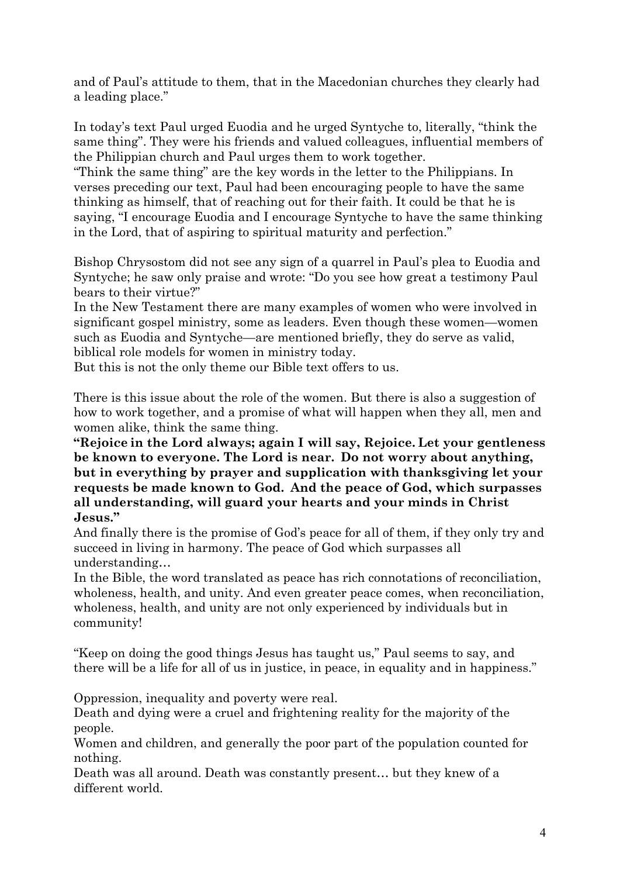and of Paul's attitude to them, that in the Macedonian churches they clearly had a leading place."

In today's text Paul urged Euodia and he urged Syntyche to, literally, "think the same thing". They were his friends and valued colleagues, influential members of the Philippian church and Paul urges them to work together.

"Think the same thing" are the key words in the letter to the Philippians. In verses preceding our text, Paul had been encouraging people to have the same thinking as himself, that of reaching out for their faith. It could be that he is saying, "I encourage Euodia and I encourage Syntyche to have the same thinking in the Lord, that of aspiring to spiritual maturity and perfection."

Bishop Chrysostom did not see any sign of a quarrel in Paul's plea to Euodia and Syntyche; he saw only praise and wrote: "Do you see how great a testimony Paul bears to their virtue?"

In the New Testament there are many examples of women who were involved in significant gospel ministry, some as leaders. Even though these women—women such as Euodia and Syntyche—are mentioned briefly, they do serve as valid, biblical role models for women in ministry today.

But this is not the only theme our Bible text offers to us.

There is this issue about the role of the women. But there is also a suggestion of how to work together, and a promise of what will happen when they all, men and women alike, think the same thing.

**"Rejoice in the Lord always; again I will say, Rejoice. Let your gentleness be known to everyone. The Lord is near. Do not worry about anything, but in everything by prayer and supplication with thanksgiving let your requests be made known to God. And the peace of God, which surpasses all understanding, will guard your hearts and your minds in Christ Jesus."**

And finally there is the promise of God's peace for all of them, if they only try and succeed in living in harmony. The peace of God which surpasses all understanding…

In the Bible, the word translated as peace has rich connotations of reconciliation, wholeness, health, and unity. And even greater peace comes, when reconciliation, wholeness, health, and unity are not only experienced by individuals but in community!

"Keep on doing the good things Jesus has taught us," Paul seems to say, and there will be a life for all of us in justice, in peace, in equality and in happiness."

Oppression, inequality and poverty were real.

Death and dying were a cruel and frightening reality for the majority of the people.

Women and children, and generally the poor part of the population counted for nothing.

Death was all around. Death was constantly present… but they knew of a different world.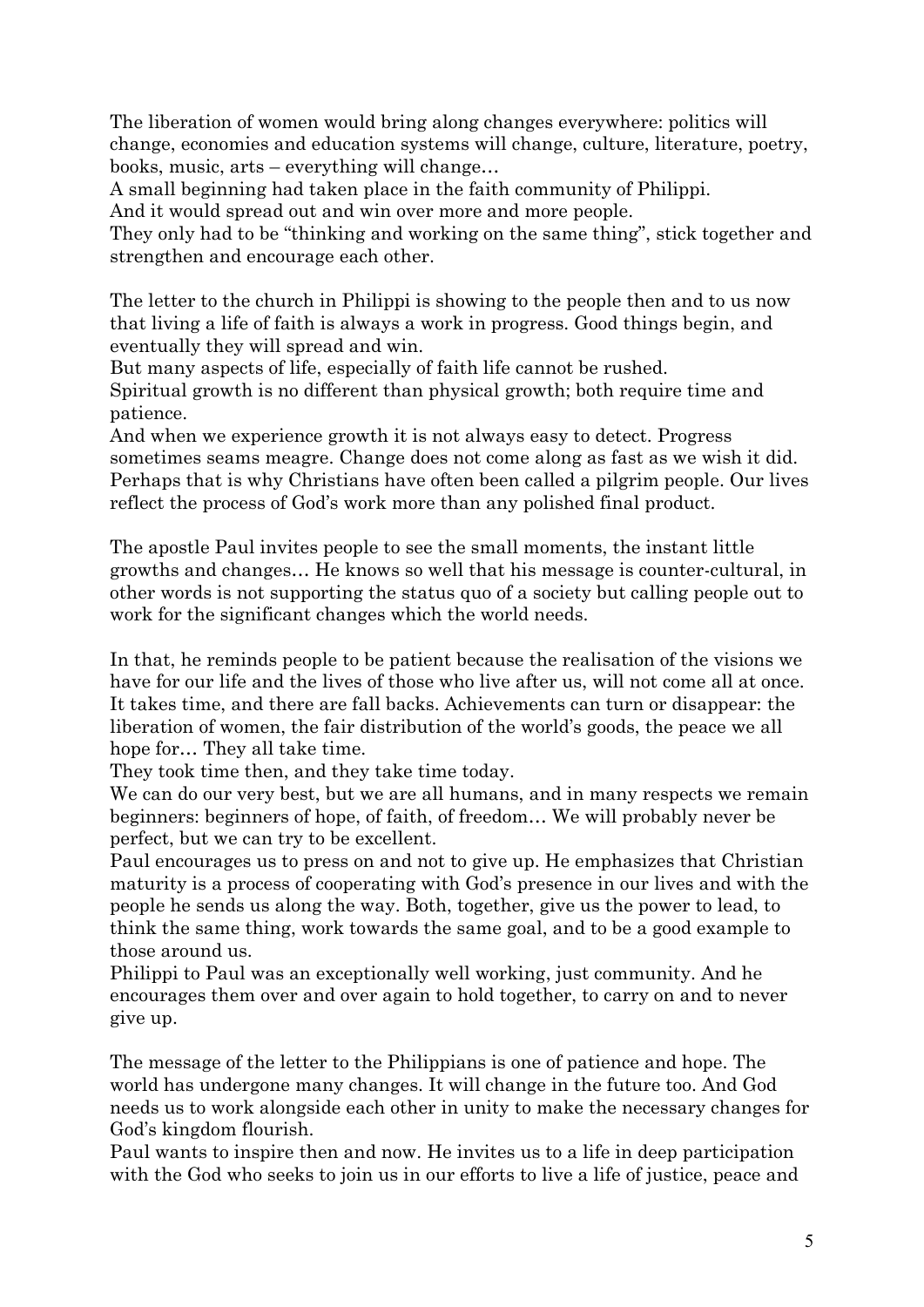The liberation of women would bring along changes everywhere: politics will change, economies and education systems will change, culture, literature, poetry, books, music, arts – everything will change…

A small beginning had taken place in the faith community of Philippi.

And it would spread out and win over more and more people.

They only had to be "thinking and working on the same thing", stick together and strengthen and encourage each other.

The letter to the church in Philippi is showing to the people then and to us now that living a life of faith is always a work in progress. Good things begin, and eventually they will spread and win.

But many aspects of life, especially of faith life cannot be rushed.

Spiritual growth is no different than physical growth; both require time and patience.

And when we experience growth it is not always easy to detect. Progress sometimes seams meagre. Change does not come along as fast as we wish it did. Perhaps that is why Christians have often been called a pilgrim people. Our lives reflect the process of God's work more than any polished final product.

The apostle Paul invites people to see the small moments, the instant little growths and changes… He knows so well that his message is counter-cultural, in other words is not supporting the status quo of a society but calling people out to work for the significant changes which the world needs.

In that, he reminds people to be patient because the realisation of the visions we have for our life and the lives of those who live after us, will not come all at once. It takes time, and there are fall backs. Achievements can turn or disappear: the liberation of women, the fair distribution of the world's goods, the peace we all hope for… They all take time.

They took time then, and they take time today.

We can do our very best, but we are all humans, and in many respects we remain beginners: beginners of hope, of faith, of freedom… We will probably never be perfect, but we can try to be excellent.

Paul encourages us to press on and not to give up. He emphasizes that Christian maturity is a process of cooperating with God's presence in our lives and with the people he sends us along the way. Both, together, give us the power to lead, to think the same thing, work towards the same goal, and to be a good example to those around us.

Philippi to Paul was an exceptionally well working, just community. And he encourages them over and over again to hold together, to carry on and to never give up.

The message of the letter to the Philippians is one of patience and hope. The world has undergone many changes. It will change in the future too. And God needs us to work alongside each other in unity to make the necessary changes for God's kingdom flourish.

Paul wants to inspire then and now. He invites us to a life in deep participation with the God who seeks to join us in our efforts to live a life of justice, peace and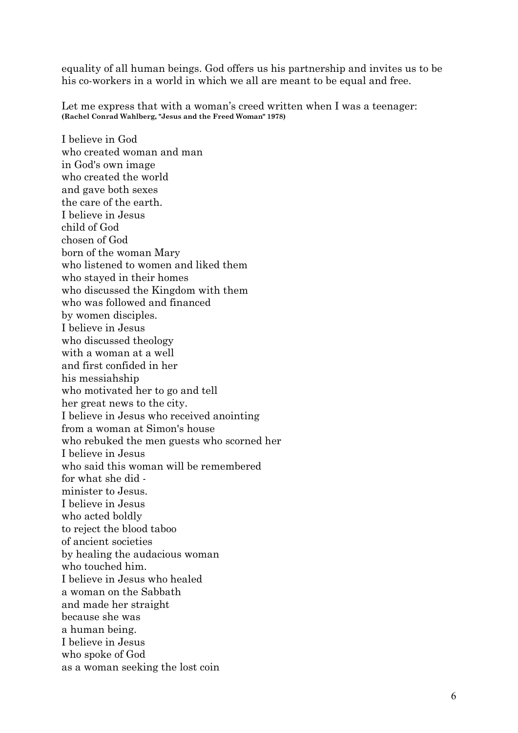equality of all human beings. God offers us his partnership and invites us to be his co-workers in a world in which we all are meant to be equal and free.

Let me express that with a woman's creed written when I was a teenager:
**(Rachel Conrad Wahlberg, "Jesus and the Freed Woman" 1978)**

I believe in God  
who created woman and man  
in God's own image  
who created the world  
and gave both sexes  
the care of the earth.  
I believe in Jesus  
child of God  
chosen of God  
born of the woman Mary  
who listened to women and liked them  
who stayed in their homes  
who discussed the Kingdom with them  
who was followed and financed  
by women disciples.  
I believe in Jesus  
who discussed theology  
with a woman at a well  
and first confided in her  
his messiahship  
who motivated her to go and tell  
her great news to the city.  
I believe in Jesus who received anointing  
from a woman at Simon's house  
who rebuked the men guests who scorned her  
I believe in Jesus  
who said this woman will be remembered  
for what she did -  
minister to Jesus.  
I believe in Jesus  
who acted boldly  
to reject the blood taboo  
of ancient societies  
by healing the audacious woman  
who touched him.  
I believe in Jesus who healed  
a woman on the Sabbath  
and made her straight  
because she was  
a human being.  
I believe in Jesus  
who spoke of God  
as a woman seeking the lost coin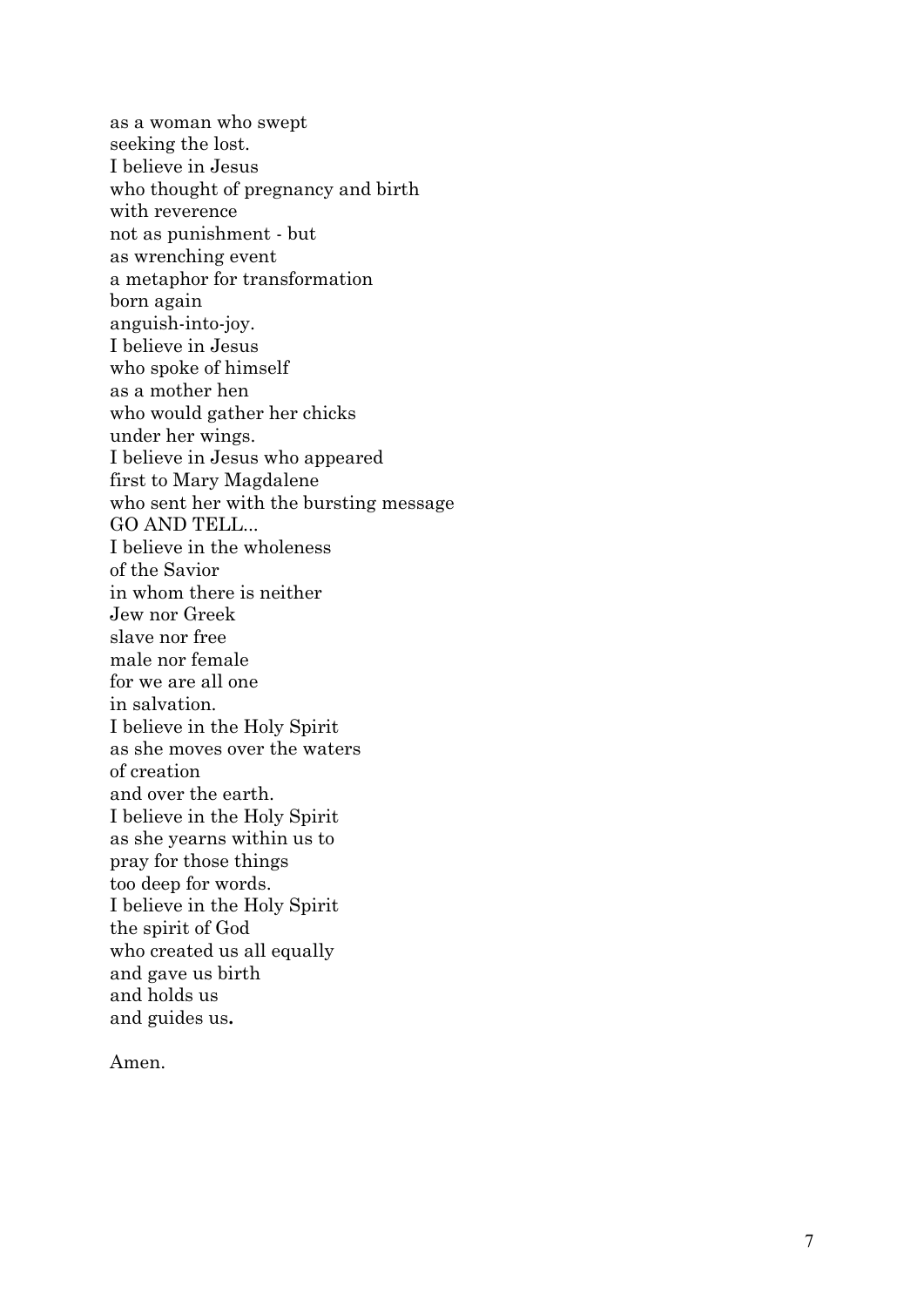as a woman who swept  
seeking the lost.  
I believe in Jesus  
who thought of pregnancy and birth  
with reverence  
not as punishment - but  
as wrenching event  
a metaphor for transformation  
born again  
anguish-into-joy.  
I believe in Jesus  
who spoke of himself  
as a mother hen  
who would gather her chicks  
under her wings.  
I believe in Jesus who appeared  
first to Mary Magdalene  
who sent her with the bursting message  
GO AND TELL...  
I believe in the wholeness  
of the Savior  
in whom there is neither  
Jew nor Greek  
slave nor free  
male nor female  
for we are all one  
in salvation.  
I believe in the Holy Spirit  
as she moves over the waters  
of creation  
and over the earth.  
I believe in the Holy Spirit  
as she yearns within us to  
pray for those things  
too deep for words.  
I believe in the Holy Spirit  
the spirit of God  
who created us all equally  
and gave us birth  
and holds us  
and guides us.

Amen.